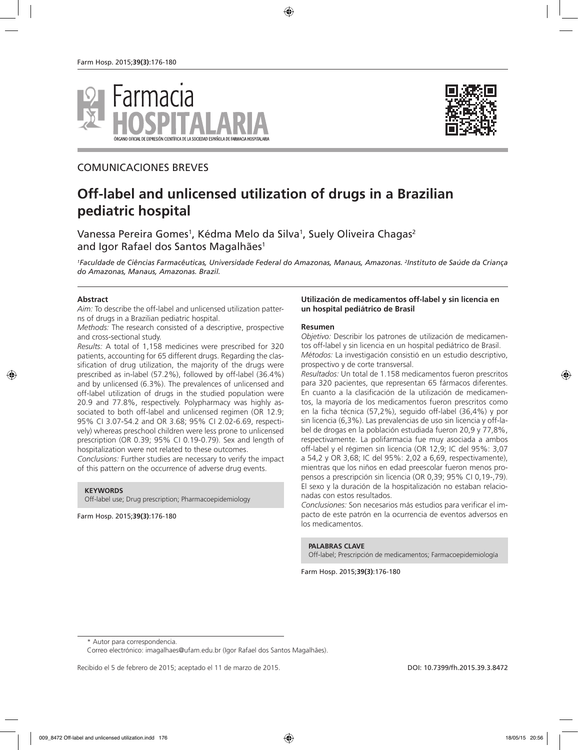COMUNICACIONES BREVES

# Off-label and unlicensed utilization of drugs in a Brazilian pediatric hospital

Vanessa Pereira Gomes[1], Kédma Melo da Silva[1], Suely Oliveira Chagas[2] and Igor Rafael dos Santos Magalhães[1]

*[1]Faculdade de Ciências Farmacêuticas, Universidade Federal do Amazonas, Manaus, Amazonas. [2]Instituto de Saúde da Criança do Amazonas, Manaus, Amazonas. Brazil.*

## Abstract

*Aim:* To describe the off-label and unlicensed utilization patterns of drugs in a Brazilian pediatric hospital.

*Methods:* The research consisted of a descriptive, prospective and cross-sectional study.

*Results:* A total of 1,158 medicines were prescribed for 320 patients, accounting for 65 different drugs. Regarding the classification of drug utilization, the majority of the drugs were prescribed as in-label (57.2%), followed by off-label (36.4%) and by unlicensed (6.3%). The prevalences of unlicensed and off-label utilization of drugs in the studied population were 20.9 and 77.8%, respectively. Polypharmacy was highly associated to both off-label and unlicensed regimen (OR 12.9; 95% CI 3.07-54.2 and OR 3.68; 95% CI 2.02-6.69, respectively) whereas preschool children were less prone to unlicensed prescription (OR 0.39; 95% CI 0.19-0.79). Sex and length of hospitalization were not related to these outcomes.

*Conclusions:* Further studies are necessary to verify the impact of this pattern on the occurrence of adverse drug events.

**KEYWORDS**

Off-label use; Drug prescription; Pharmacoepidemiology

Farm Hosp. 2015;**39(3)**:176-180

## Utilización de medicamentos off-label y sin licencia en un hospital pediátrico de Brasil

### Resumen

*Objetivo:* Describir los patrones de utilización de medicamentos off-label y sin licencia en un hospital pediátrico de Brasil.

*Métodos:* La investigación consistió en un estudio descriptivo, prospectivo y de corte transversal.

*Resultados:* Un total de 1.158 medicamentos fueron prescritos para 320 pacientes, que representan 65 fármacos diferentes. En cuanto a la clasificación de la utilización de medicamentos, la mayoría de los medicamentos fueron prescritos como en la ficha técnica (57,2%), seguido off-label (36,4%) y por sin licencia (6,3%). Las prevalencias de uso sin licencia y off-label de drogas en la población estudiada fueron 20,9 y 77,8%, respectivamente. La polifarmacia fue muy asociada a ambos off-label y el régimen sin licencia (OR 12,9; IC del 95%: 3,07 a 54,2 y OR 3,68; IC del 95%: 2,02 a 6,69, respectivamente), mientras que los niños en edad preescolar fueron menos propensos a prescripción sin licencia (OR 0,39; 95% CI 0,19-,79). El sexo y la duración de la hospitalización no estaban relacionadas con estos resultados.

*Conclusiones:* Son necesarios más estudios para verificar el impacto de este patrón en la ocurrencia de eventos adversos en los medicamentos.

**PALABRAS CLAVE**

Off-label; Prescripción de medicamentos; Farmacoepidemiología

Farm Hosp. 2015;**39(3)**:176-180

---

\* Autor para correspondencia.

Correo electrónico: imagalhaes@ufam.edu.br (Igor Rafael dos Santos Magalhães).

Recibido el 5 de febrero de 2015; aceptado el 11 de marzo de 2015.

DOI: 10.7399/fh.2015.39.3.8472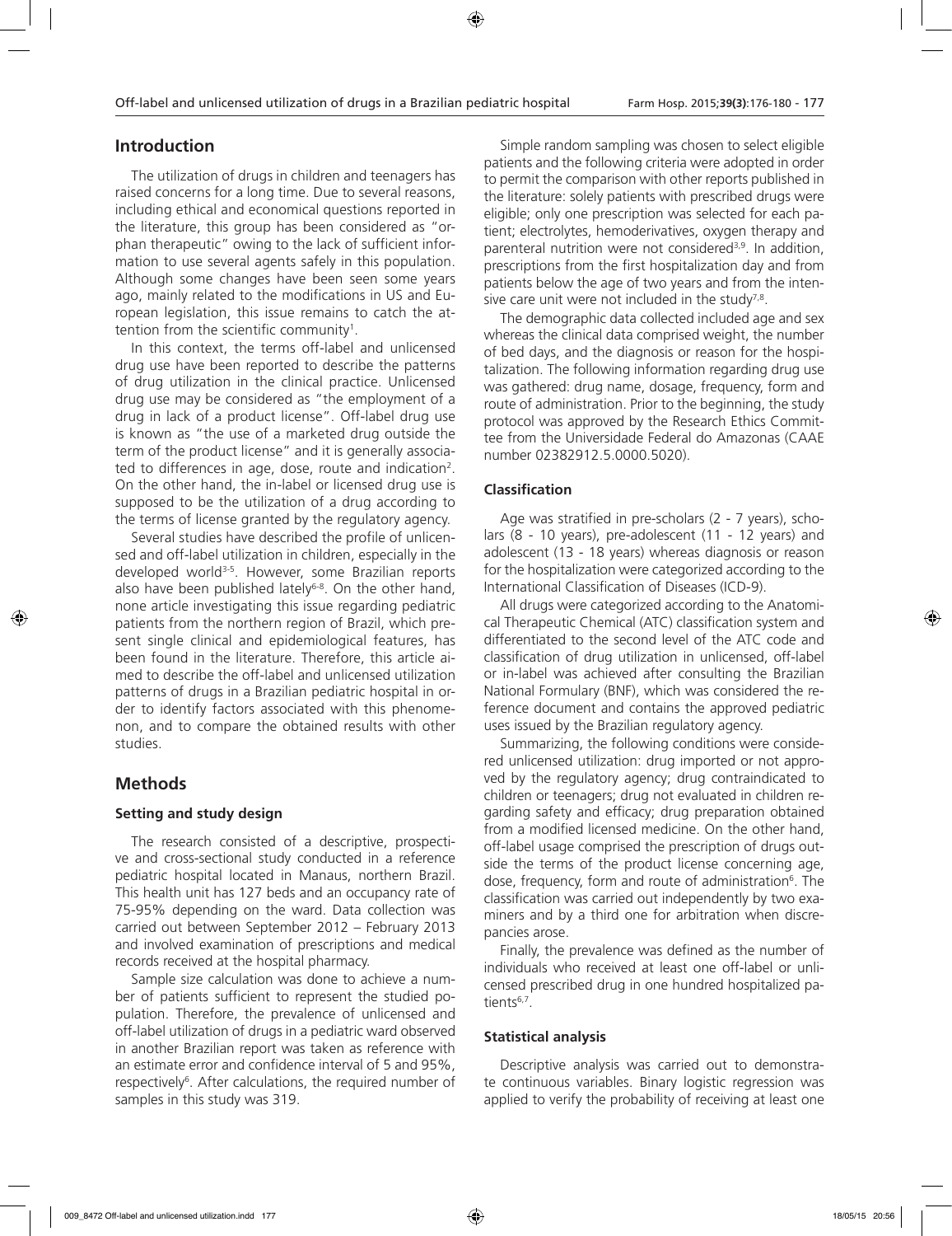## Introduction

The utilization of drugs in children and teenagers has raised concerns for a long time. Due to several reasons, including ethical and economical questions reported in the literature, this group has been considered as "orphan therapeutic" owing to the lack of sufficient information to use several agents safely in this population. Although some changes have been seen some years ago, mainly related to the modifications in US and European legislation, this issue remains to catch the attention from the scientific community[1].

In this context, the terms off-label and unlicensed drug use have been reported to describe the patterns of drug utilization in the clinical practice. Unlicensed drug use may be considered as "the employment of a drug in lack of a product license". Off-label drug use is known as "the use of a marketed drug outside the term of the product license" and it is generally associated to differences in age, dose, route and indication[2]. On the other hand, the in-label or licensed drug use is supposed to be the utilization of a drug according to the terms of license granted by the regulatory agency.

Several studies have described the profile of unlicensed and off-label utilization in children, especially in the developed world[3-5]. However, some Brazilian reports also have been published lately[6-8]. On the other hand, none article investigating this issue regarding pediatric patients from the northern region of Brazil, which present single clinical and epidemiological features, has been found in the literature. Therefore, this article aimed to describe the off-label and unlicensed utilization patterns of drugs in a Brazilian pediatric hospital in order to identify factors associated with this phenomenon, and to compare the obtained results with other studies.

## Methods

### Setting and study design

The research consisted of a descriptive, prospective and cross-sectional study conducted in a reference pediatric hospital located in Manaus, northern Brazil. This health unit has 127 beds and an occupancy rate of 75-95% depending on the ward. Data collection was carried out between September 2012 – February 2013 and involved examination of prescriptions and medical records received at the hospital pharmacy.

Sample size calculation was done to achieve a number of patients sufficient to represent the studied population. Therefore, the prevalence of unlicensed and off-label utilization of drugs in a pediatric ward observed in another Brazilian report was taken as reference with an estimate error and confidence interval of 5 and 95%, respectively[6]. After calculations, the required number of samples in this study was 319.

Simple random sampling was chosen to select eligible patients and the following criteria were adopted in order to permit the comparison with other reports published in the literature: solely patients with prescribed drugs were eligible; only one prescription was selected for each patient; electrolytes, hemoderivatives, oxygen therapy and parenteral nutrition were not considered[3,9]. In addition, prescriptions from the first hospitalization day and from patients below the age of two years and from the intensive care unit were not included in the study[7,8].

The demographic data collected included age and sex whereas the clinical data comprised weight, the number of bed days, and the diagnosis or reason for the hospitalization. The following information regarding drug use was gathered: drug name, dosage, frequency, form and route of administration. Prior to the beginning, the study protocol was approved by the Research Ethics Committee from the Universidade Federal do Amazonas (CAAE number 02382912.5.0000.5020).

### Classification

Age was stratified in pre-scholars (2 - 7 years), scholars (8 - 10 years), pre-adolescent (11 - 12 years) and adolescent (13 - 18 years) whereas diagnosis or reason for the hospitalization were categorized according to the International Classification of Diseases (ICD-9).

All drugs were categorized according to the Anatomical Therapeutic Chemical (ATC) classification system and differentiated to the second level of the ATC code and classification of drug utilization in unlicensed, off-label or in-label was achieved after consulting the Brazilian National Formulary (BNF), which was considered the reference document and contains the approved pediatric uses issued by the Brazilian regulatory agency.

Summarizing, the following conditions were considered unlicensed utilization: drug imported or not approved by the regulatory agency; drug contraindicated to children or teenagers; drug not evaluated in children regarding safety and efficacy; drug preparation obtained from a modified licensed medicine. On the other hand, off-label usage comprised the prescription of drugs outside the terms of the product license concerning age, dose, frequency, form and route of administration[6]. The classification was carried out independently by two examiners and by a third one for arbitration when discrepancies arose.

Finally, the prevalence was defined as the number of individuals who received at least one off-label or unlicensed prescribed drug in one hundred hospitalized patients[6,7].

### Statistical analysis

Descriptive analysis was carried out to demonstrate continuous variables. Binary logistic regression was applied to verify the probability of receiving at least one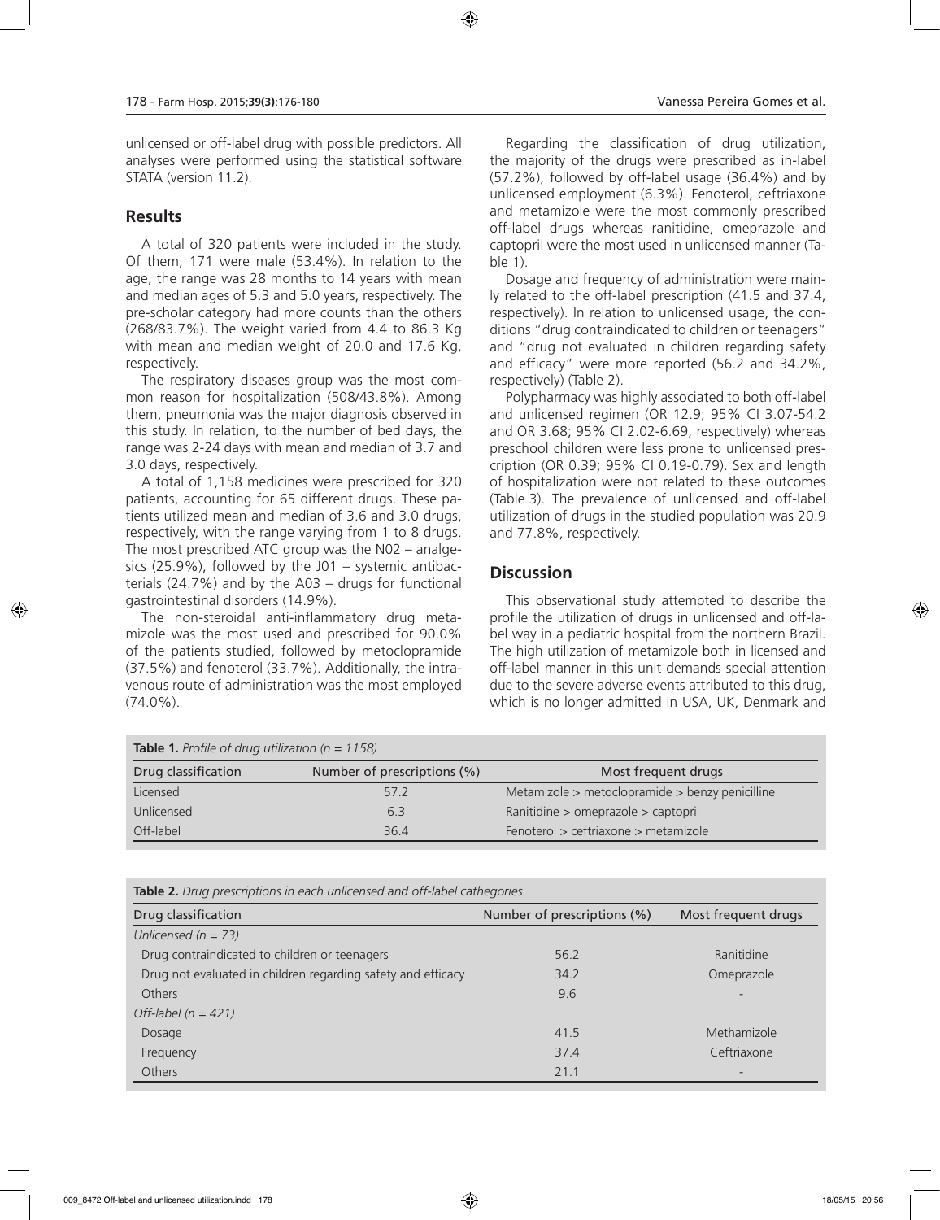unlicensed or off-label drug with possible predictors. All analyses were performed using the statistical software STATA (version 11.2).

## Results

A total of 320 patients were included in the study. Of them, 171 were male (53.4%). In relation to the age, the range was 28 months to 14 years with mean and median ages of 5.3 and 5.0 years, respectively. The pre-scholar category had more counts than the others (268/83.7%). The weight varied from 4.4 to 86.3 Kg with mean and median weight of 20.0 and 17.6 Kg, respectively.

The respiratory diseases group was the most common reason for hospitalization (508/43.8%). Among them, pneumonia was the major diagnosis observed in this study. In relation, to the number of bed days, the range was 2-24 days with mean and median of 3.7 and 3.0 days, respectively.

A total of 1,158 medicines were prescribed for 320 patients, accounting for 65 different drugs. These patients utilized mean and median of 3.6 and 3.0 drugs, respectively, with the range varying from 1 to 8 drugs. The most prescribed ATC group was the N02 – analgesics (25.9%), followed by the J01 – systemic antibacterials (24.7%) and by the A03 – drugs for functional gastrointestinal disorders (14.9%).

The non-steroidal anti-inflammatory drug metamizole was the most used and prescribed for 90.0% of the patients studied, followed by metoclopramide (37.5%) and fenoterol (33.7%). Additionally, the intravenous route of administration was the most employed (74.0%).

Regarding the classification of drug utilization, the majority of the drugs were prescribed as in-label (57.2%), followed by off-label usage (36.4%) and by unlicensed employment (6.3%). Fenoterol, ceftriaxone and metamizole were the most commonly prescribed off-label drugs whereas ranitidine, omeprazole and captopril were the most used in unlicensed manner (Table 1).

Dosage and frequency of administration were mainly related to the off-label prescription (41.5 and 37.4, respectively). In relation to unlicensed usage, the conditions "drug contraindicated to children or teenagers" and "drug not evaluated in children regarding safety and efficacy" were more reported (56.2 and 34.2%, respectively) (Table 2).

Polypharmacy was highly associated to both off-label and unlicensed regimen (OR 12.9; 95% CI 3.07-54.2 and OR 3.68; 95% CI 2.02-6.69, respectively) whereas preschool children were less prone to unlicensed prescription (OR 0.39; 95% CI 0.19-0.79). Sex and length of hospitalization were not related to these outcomes (Table 3). The prevalence of unlicensed and off-label utilization of drugs in the studied population was 20.9 and 77.8%, respectively.

## Discussion

This observational study attempted to describe the profile the utilization of drugs in unlicensed and off-label way in a pediatric hospital from the northern Brazil. The high utilization of metamizole both in licensed and off-label manner in this unit demands special attention due to the severe adverse events attributed to this drug, which is no longer admitted in USA, UK, Denmark and

**Table 1.** *Profile of drug utilization (n = 1158)*

| Drug classification | Number of prescriptions (%) | Most frequent drugs |
|---|---|---|
| Licensed | 57.2 | Metamizole > metoclopramide > benzylpenicilline |
| Unlicensed | 6.3 | Ranitidine > omeprazole > captopril |
| Off-label | 36.4 | Fenoterol > ceftriaxone > metamizole |

**Table 2.** *Drug prescriptions in each unlicensed and off-label cathegories*

| Drug classification | Number of prescriptions (%) | Most frequent drugs |
|---|---|---|
| *Unlicensed (n = 73)* | | |
| Drug contraindicated to children or teenagers | 56.2 | Ranitidine |
| Drug not evaluated in children regarding safety and efficacy | 34.2 | Omeprazole |
| Others | 9.6 | - |
| *Off-label (n = 421)* | | |
| Dosage | 41.5 | Methamizole |
| Frequency | 37.4 | Ceftriaxone |
| Others | 21.1 | - |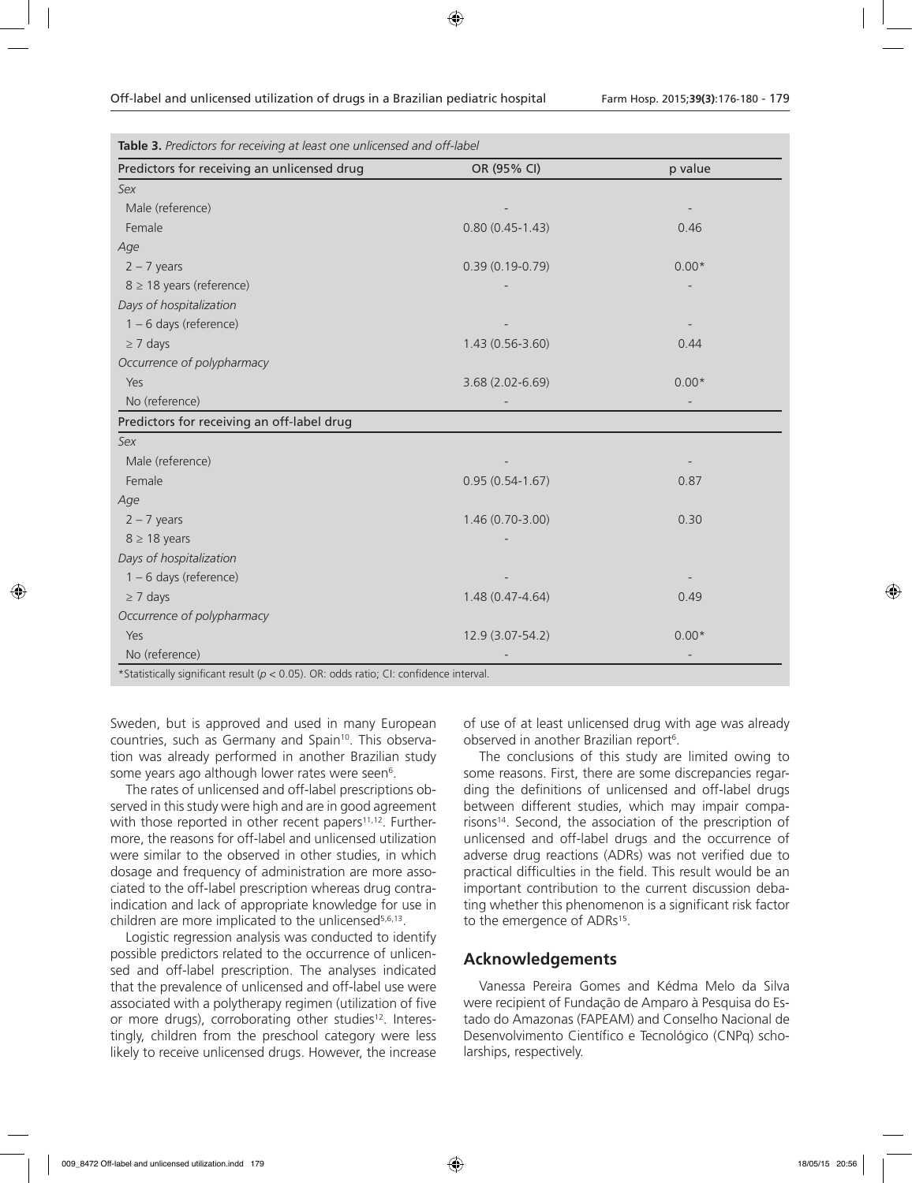**Table 3.** *Predictors for receiving at least one unlicensed and off-label*

| Predictors for receiving an unlicensed drug | OR (95% CI) | p value |
|---|---|---|
| *Sex* | | |
| Male (reference) | - | - |
| Female | 0.80 (0.45-1.43) | 0.46 |
| *Age* | | |
| 2 – 7 years | 0.39 (0.19-0.79) | 0.00* |
| 8 ≥ 18 years (reference) | - | - |
| *Days of hospitalization* | | |
| 1 – 6 days (reference) | - | - |
| ≥ 7 days | 1.43 (0.56-3.60) | 0.44 |
| *Occurrence of polypharmacy* | | |
| Yes | 3.68 (2.02-6.69) | 0.00* |
| No (reference) | - | - |
| **Predictors for receiving an off-label drug** | | |
| *Sex* | | |
| Male (reference) | - | - |
| Female | 0.95 (0.54-1.67) | 0.87 |
| *Age* | | |
| 2 – 7 years | 1.46 (0.70-3.00) | 0.30 |
| 8 ≥ 18 years | - | |
| *Days of hospitalization* | | |
| 1 – 6 days (reference) | - | - |
| ≥ 7 days | 1.48 (0.47-4.64) | 0.49 |
| *Occurrence of polypharmacy* | | |
| Yes | 12.9 (3.07-54.2) | 0.00* |
| No (reference) | - | - |

*Statistically significant result ($p < 0.05$). OR: odds ratio; CI: confidence interval.

Sweden, but is approved and used in many European countries, such as Germany and Spain[10]. This observation was already performed in another Brazilian study some years ago although lower rates were seen[6].

The rates of unlicensed and off-label prescriptions observed in this study were high and are in good agreement with those reported in other recent papers[11,12]. Furthermore, the reasons for off-label and unlicensed utilization were similar to the observed in other studies, in which dosage and frequency of administration are more associated to the off-label prescription whereas drug contraindication and lack of appropriate knowledge for use in children are more implicated to the unlicensed[5,6,13].

Logistic regression analysis was conducted to identify possible predictors related to the occurrence of unlicensed and off-label prescription. The analyses indicated that the prevalence of unlicensed and off-label use were associated with a polytherapy regimen (utilization of five or more drugs), corroborating other studies[12]. Interestingly, children from the preschool category were less likely to receive unlicensed drugs. However, the increase of use of at least unlicensed drug with age was already observed in another Brazilian report[6].

The conclusions of this study are limited owing to some reasons. First, there are some discrepancies regarding the definitions of unlicensed and off-label drugs between different studies, which may impair comparisons[14]. Second, the association of the prescription of unlicensed and off-label drugs and the occurrence of adverse drug reactions (ADRs) was not verified due to practical difficulties in the field. This result would be an important contribution to the current discussion debating whether this phenomenon is a significant risk factor to the emergence of ADRs[15].

## Acknowledgements

Vanessa Pereira Gomes and Kédma Melo da Silva were recipient of Fundação de Amparo à Pesquisa do Estado do Amazonas (FAPEAM) and Conselho Nacional de Desenvolvimento Científico e Tecnológico (CNPq) scholarships, respectively.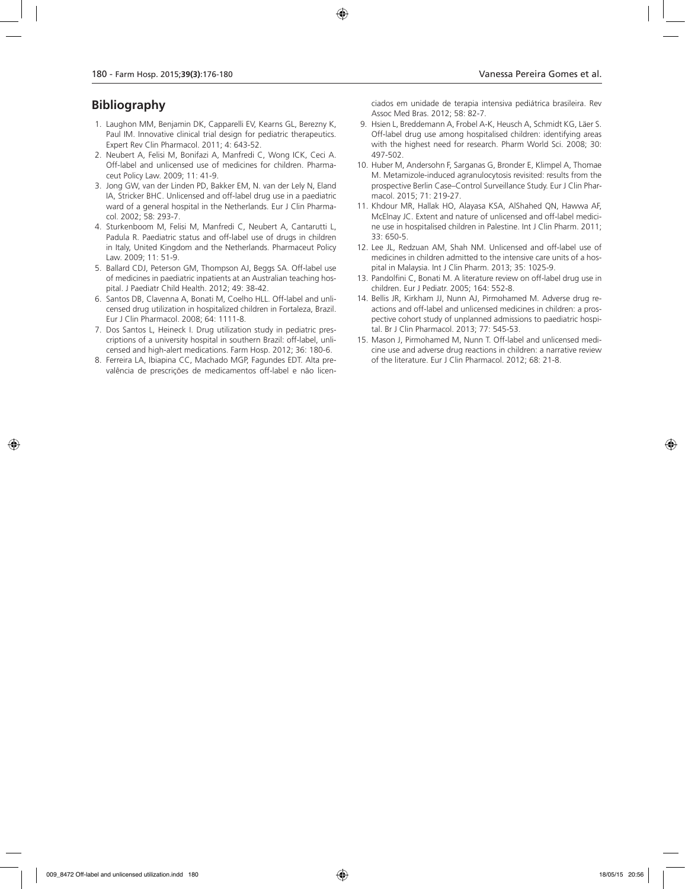## Bibliography

1. Laughon MM, Benjamin DK, Capparelli EV, Kearns GL, Berezny K, Paul IM. Innovative clinical trial design for pediatric therapeutics. Expert Rev Clin Pharmacol. 2011; 4: 643-52.
2. Neubert A, Felisi M, Bonifazi A, Manfredi C, Wong ICK, Ceci A. Off-label and unlicensed use of medicines for children. Pharmaceut Policy Law. 2009; 11: 41-9.
3. Jong GW, van der Linden PD, Bakker EM, N. van der Lely N, Eland IA, Stricker BHC. Unlicensed and off-label drug use in a paediatric ward of a general hospital in the Netherlands. Eur J Clin Pharmacol. 2002; 58: 293-7.
4. Sturkenboom M, Felisi M, Manfredi C, Neubert A, Cantarutti L, Padula R. Paediatric status and off-label use of drugs in children in Italy, United Kingdom and the Netherlands. Pharmaceut Policy Law. 2009; 11: 51-9.
5. Ballard CDJ, Peterson GM, Thompson AJ, Beggs SA. Off-label use of medicines in paediatric inpatients at an Australian teaching hospital. J Paediatr Child Health. 2012; 49: 38-42.
6. Santos DB, Clavenna A, Bonati M, Coelho HLL. Off-label and unlicensed drug utilization in hospitalized children in Fortaleza, Brazil. Eur J Clin Pharmacol. 2008; 64: 1111-8.
7. Dos Santos L, Heineck I. Drug utilization study in pediatric prescriptions of a university hospital in southern Brazil: off-label, unlicensed and high-alert medications. Farm Hosp. 2012; 36: 180-6.
8. Ferreira LA, Ibiapina CC, Machado MGP, Fagundes EDT. Alta prevalência de prescrições de medicamentos off-label e não licenciados em unidade de terapia intensiva pediátrica brasileira. Rev Assoc Med Bras. 2012; 58: 82-7.
9. Hsien L, Breddemann A, Frobel A-K, Heusch A, Schmidt KG, Läer S. Off-label drug use among hospitalised children: identifying areas with the highest need for research. Pharm World Sci. 2008; 30: 497-502.
10. Huber M, Andersohn F, Sarganas G, Bronder E, Klimpel A, Thomae M. Metamizole-induced agranulocytosis revisited: results from the prospective Berlin Case–Control Surveillance Study. Eur J Clin Pharmacol. 2015; 71: 219-27.
11. Khdour MR, Hallak HO, Alayasa KSA, AlShahed QN, Hawwa AF, McElnay JC. Extent and nature of unlicensed and off-label medicine use in hospitalised children in Palestine. Int J Clin Pharm. 2011; 33: 650-5.
12. Lee JL, Redzuan AM, Shah NM. Unlicensed and off-label use of medicines in children admitted to the intensive care units of a hospital in Malaysia. Int J Clin Pharm. 2013; 35: 1025-9.
13. Pandolfini C, Bonati M. A literature review on off-label drug use in children. Eur J Pediatr. 2005; 164: 552-8.
14. Bellis JR, Kirkham JJ, Nunn AJ, Pirmohamed M. Adverse drug reactions and off-label and unlicensed medicines in children: a prospective cohort study of unplanned admissions to paediatric hospital. Br J Clin Pharmacol. 2013; 77: 545-53.
15. Mason J, Pirmohamed M, Nunn T. Off-label and unlicensed medicine use and adverse drug reactions in children: a narrative review of the literature. Eur J Clin Pharmacol. 2012; 68: 21-8.